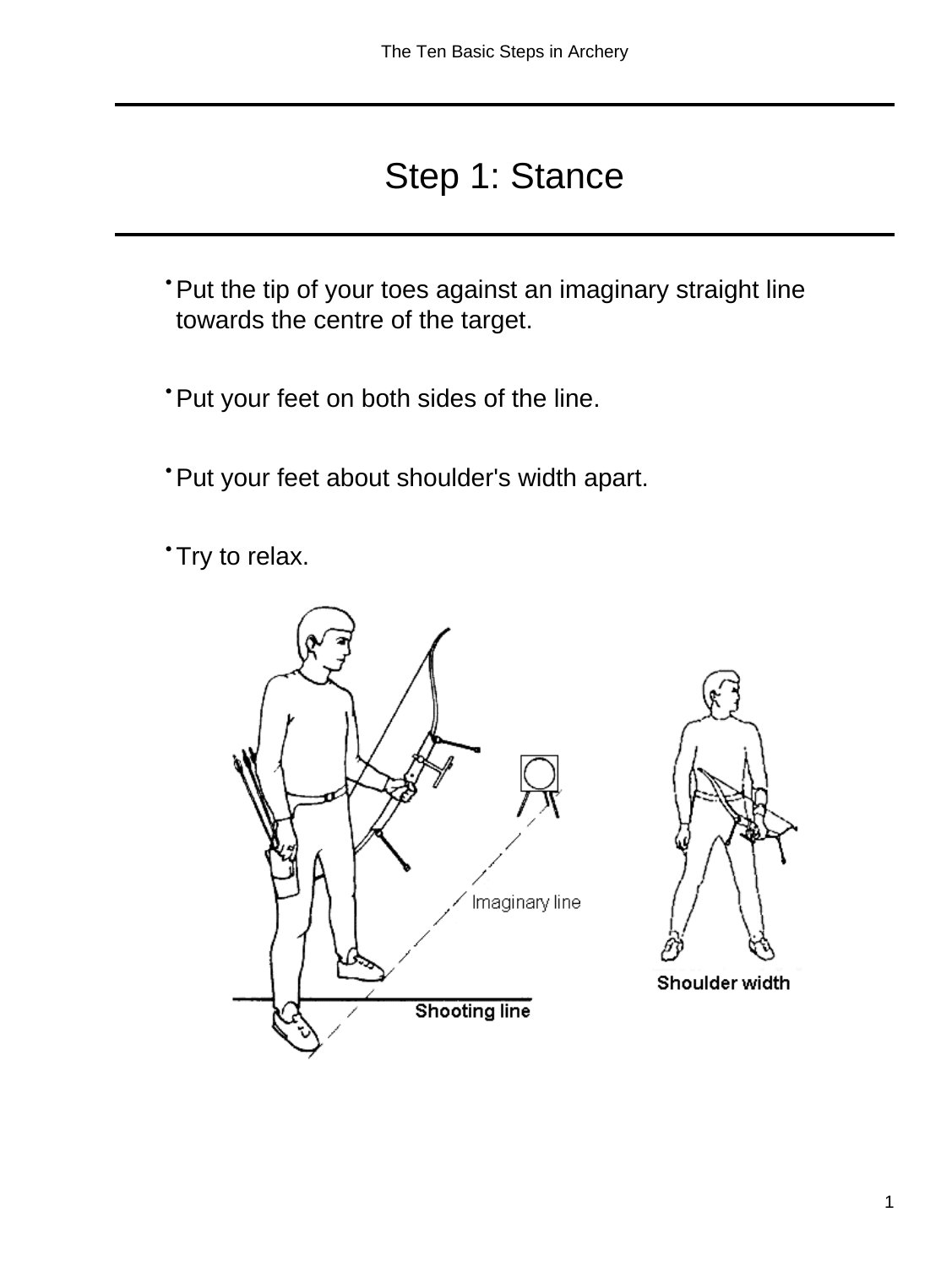# Step 1: Stance

- Put the tip of your toes against an imaginary straight line towards the centre of the target.
- Put your feet on both sides of the line.
- Put your feet about shoulder's width apart.
- Try to relax.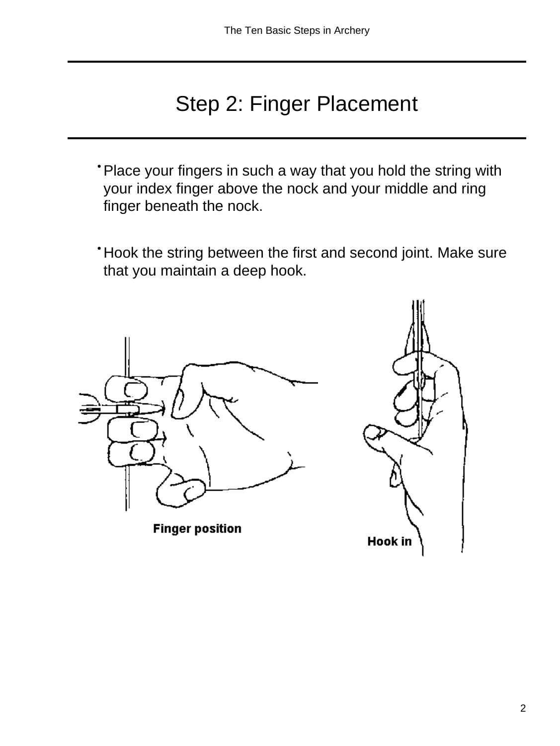# Step 2: Finger Placement

- Place your fingers in such a way that you hold the string with your index finger above the nock and your middle and ring finger beneath the nock.
- Hook the string between the first and second joint. Make sure that you maintain a deep hook.

Finger position

Hook in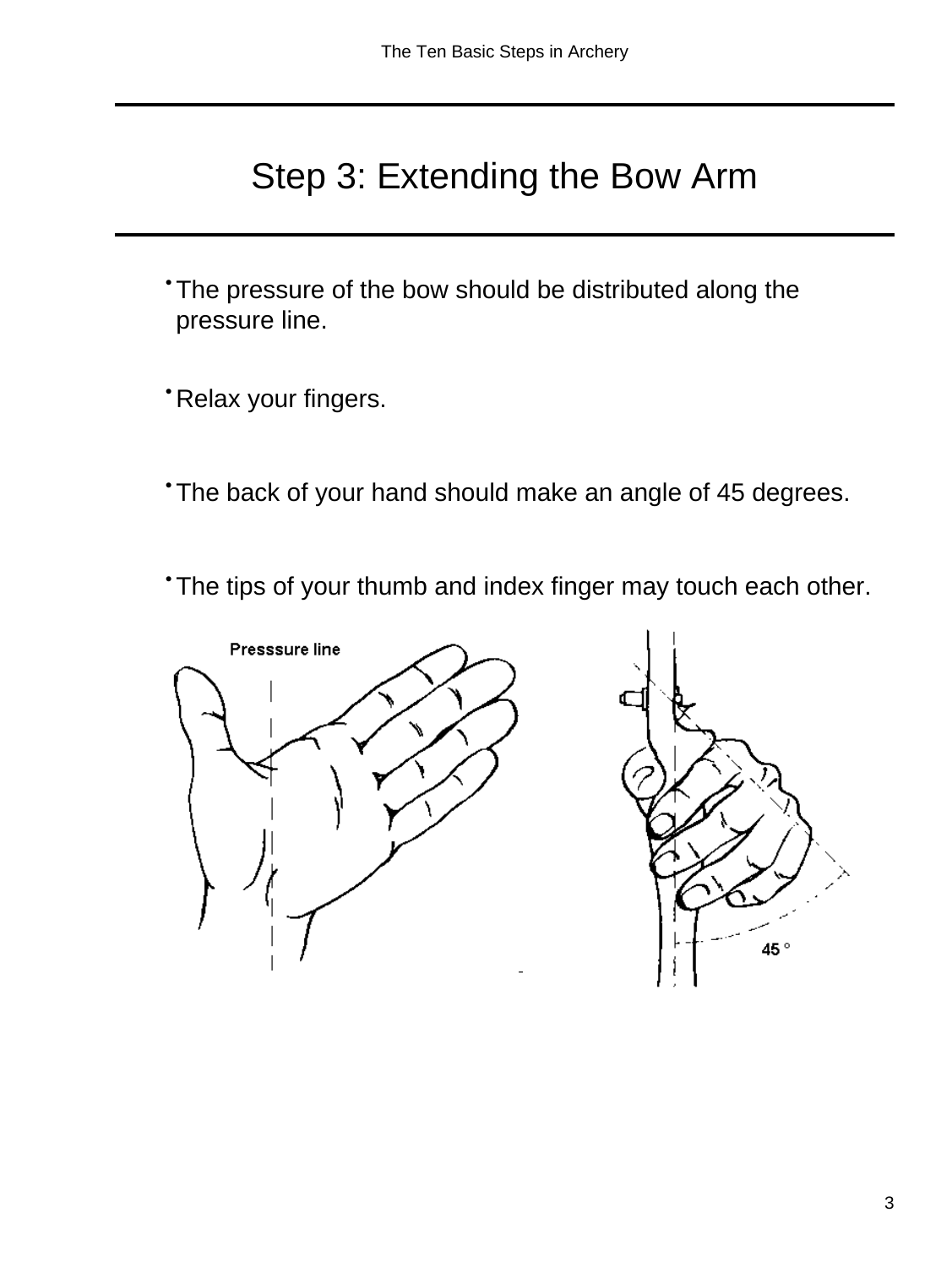# Step 3: Extending the Bow Arm

- The pressure of the bow should be distributed along the pressure line.
- Relax your fingers.
- The back of your hand should make an angle of 45 degrees.
- The tips of your thumb and index finger may touch each other.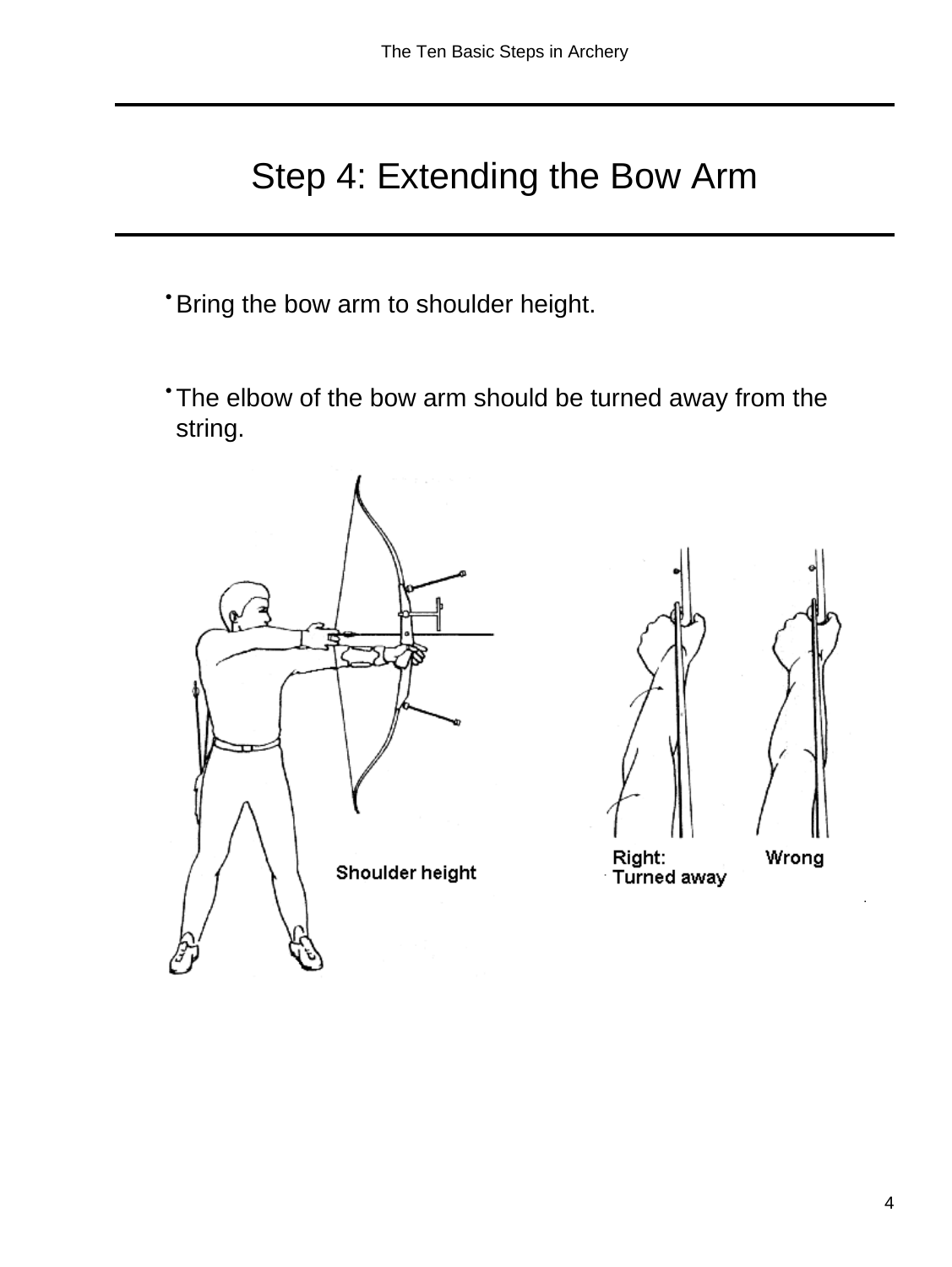# Step 4: Extending the Bow Arm

- Bring the bow arm to shoulder height.
- The elbow of the bow arm should be turned away from the string.

Shoulder height

Right: Turned away

Wrong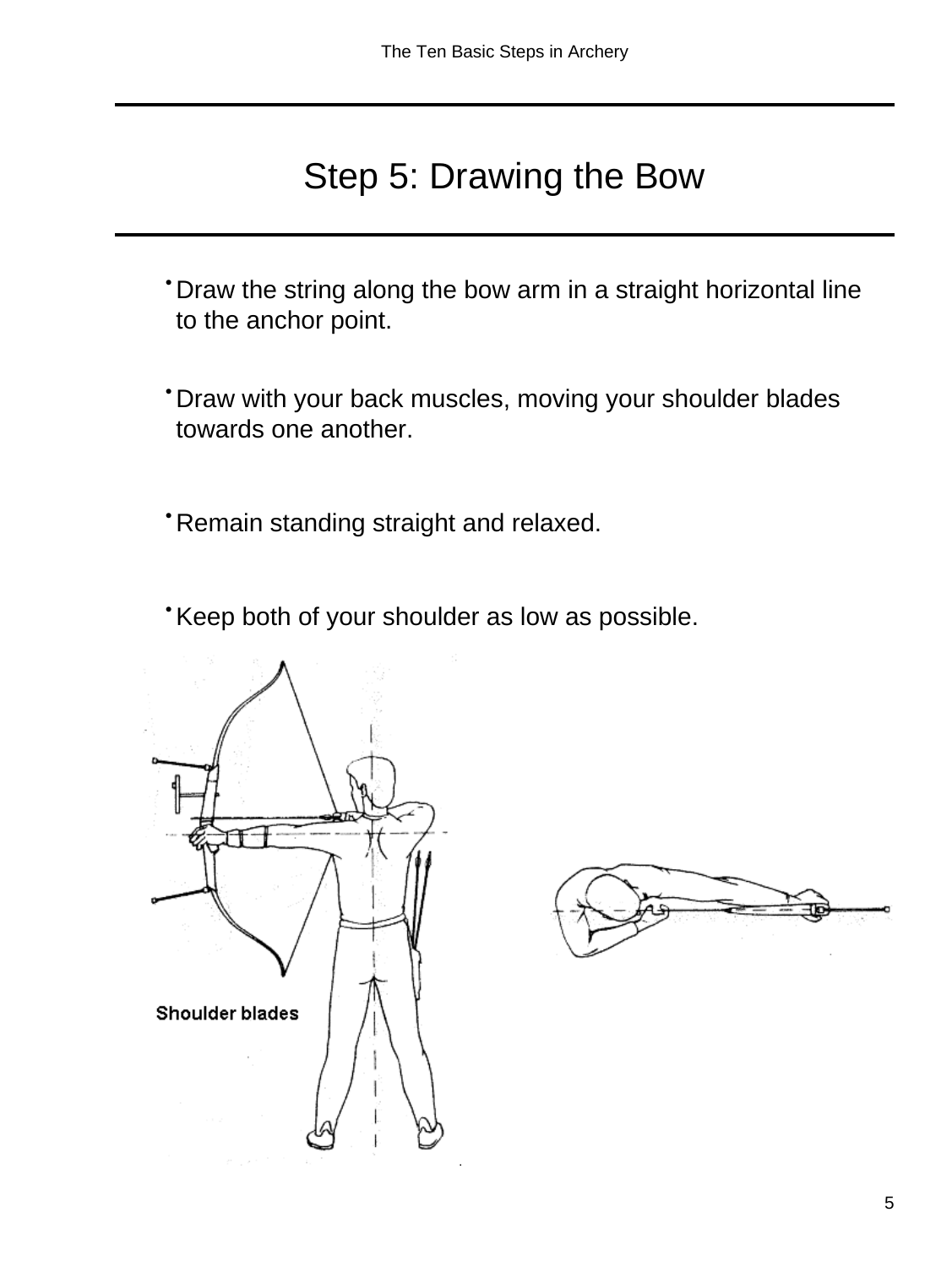# Step 5: Drawing the Bow

- Draw the string along the bow arm in a straight horizontal line to the anchor point.
- Draw with your back muscles, moving your shoulder blades towards one another.
- Remain standing straight and relaxed.
- Keep both of your shoulder as low as possible.

Shoulder blades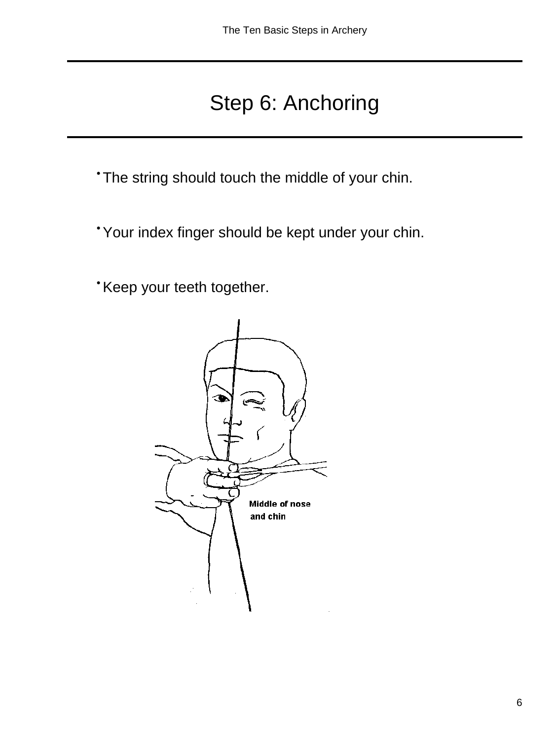# Step 6: Anchoring

- The string should touch the middle of your chin.
- Your index finger should be kept under your chin.
- Keep your teeth together.

Middle of nose and chin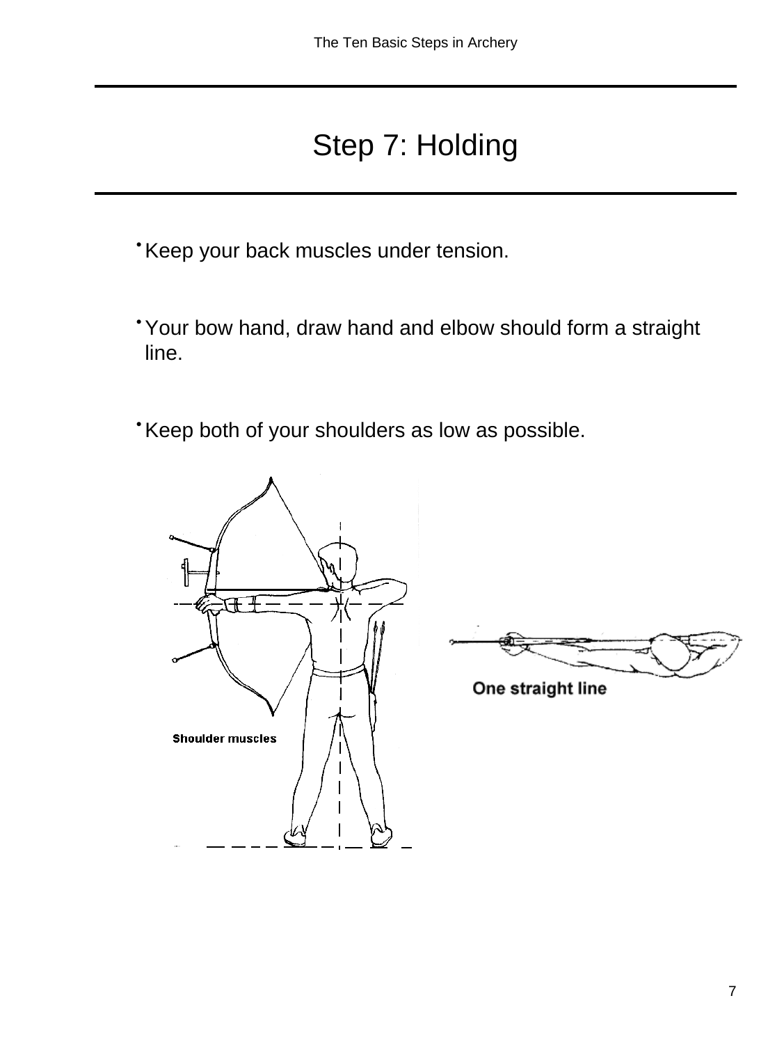# Step 7: Holding

- Keep your back muscles under tension.
- Your bow hand, draw hand and elbow should form a straight line.
- Keep both of your shoulders as low as possible.

Shoulder muscles

One straight line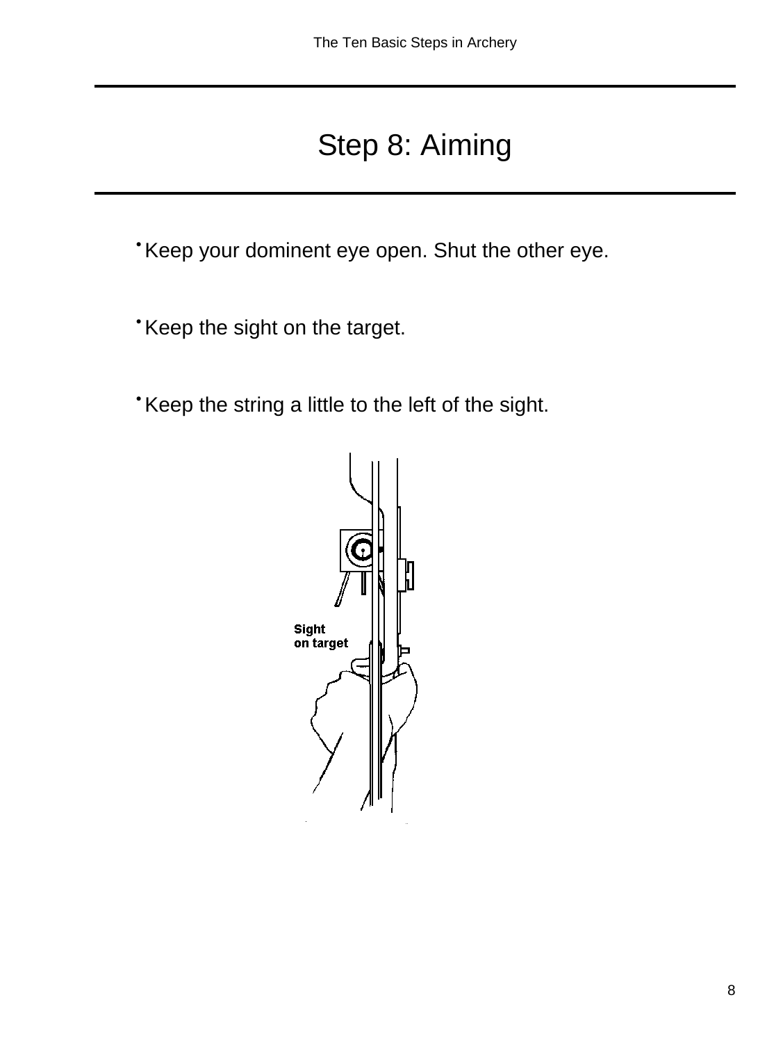# Step 8: Aiming

- Keep your dominent eye open. Shut the other eye.

- Keep the sight on the target.

- Keep the string a little to the left of the sight.

Sight on target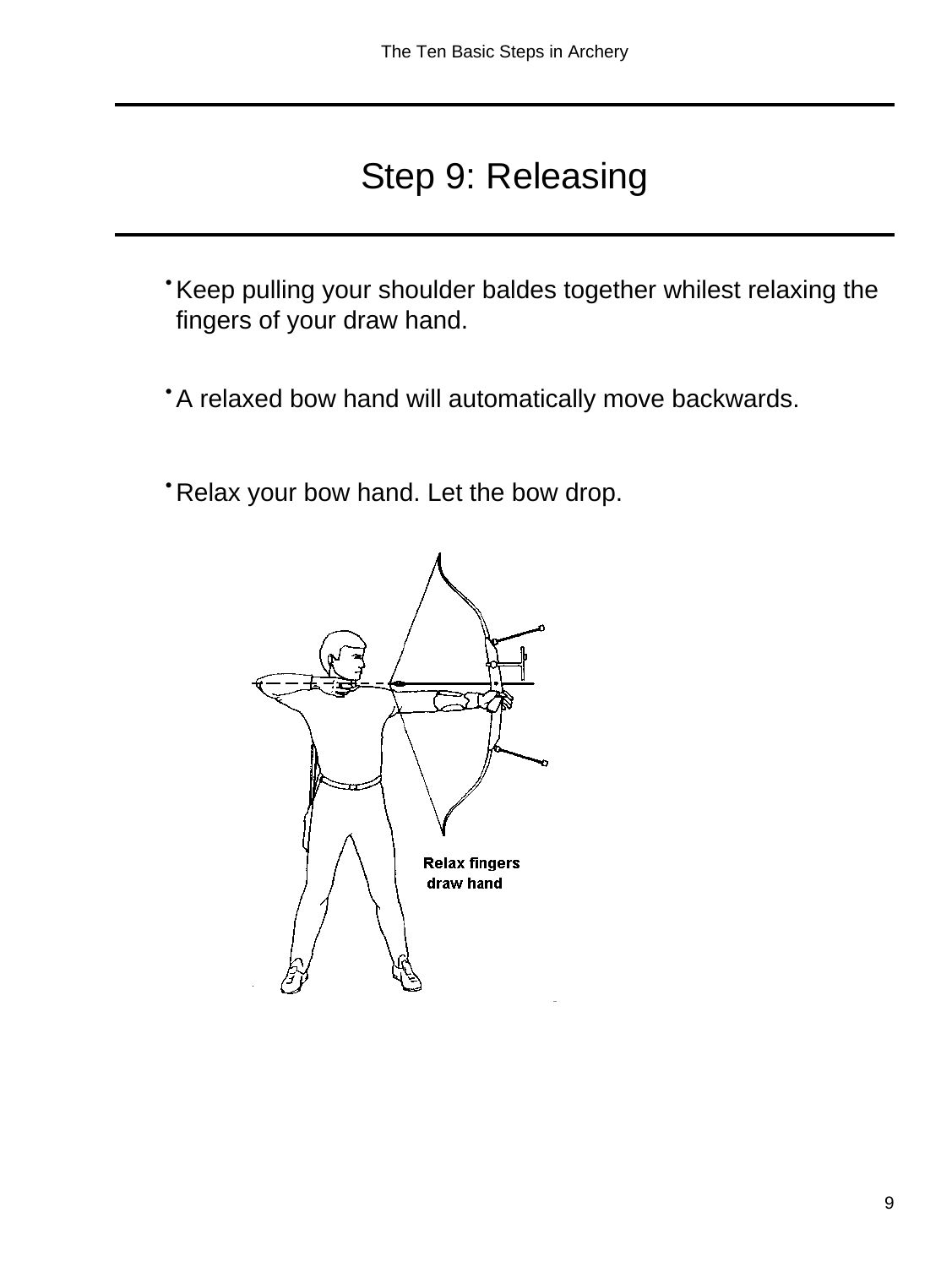# Step 9: Releasing

- Keep pulling your shoulder baldes together whilest relaxing the fingers of your draw hand.
- A relaxed bow hand will automatically move backwards.
- Relax your bow hand. Let the bow drop.

Relax fingers draw hand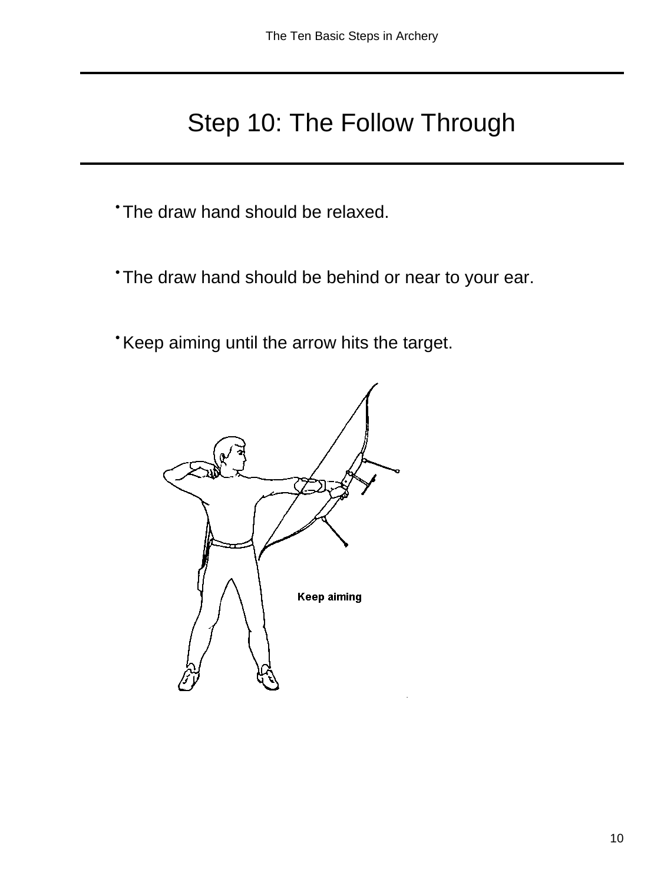# Step 10: The Follow Through

- The draw hand should be relaxed.
- The draw hand should be behind or near to your ear.
- Keep aiming until the arrow hits the target.

Keep aiming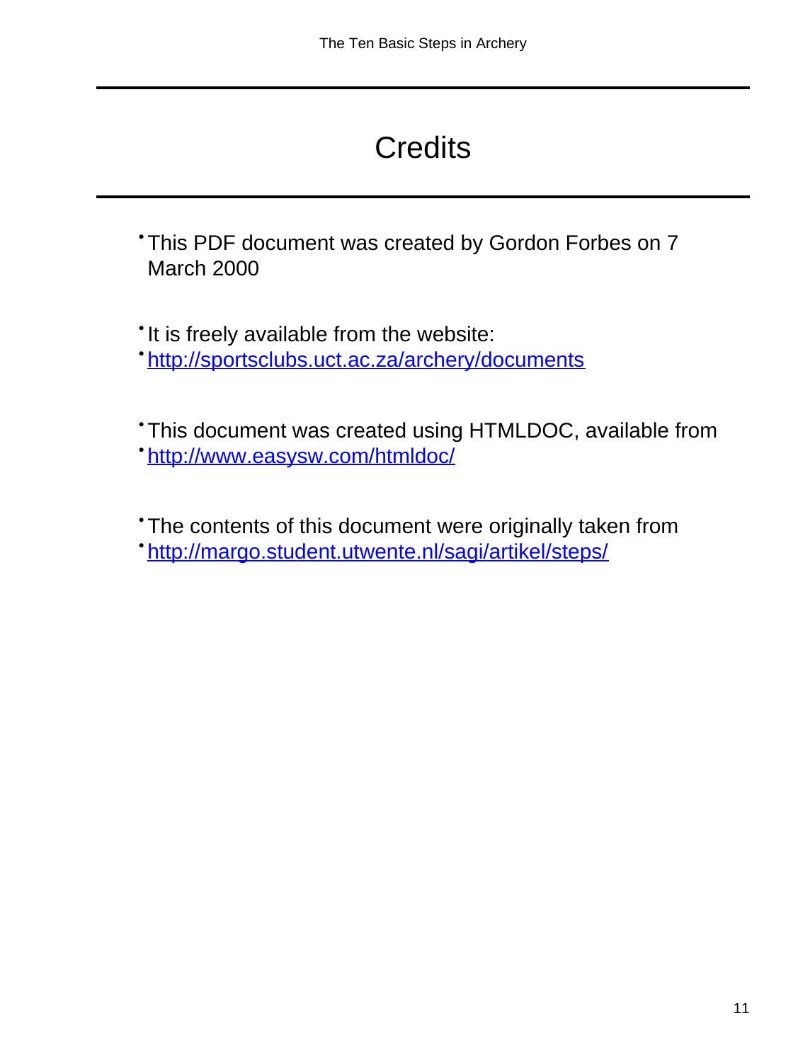# Credits

- This PDF document was created by Gordon Forbes on 7 March 2000

- It is freely available from the website:
- http://sportsclubs.uct.ac.za/archery/documents

- This document was created using HTMLDOC, available from
- http://www.easysw.com/htmldoc/

- The contents of this document were originally taken from
- http://margo.student.utwente.nl/sagi/artikel/steps/